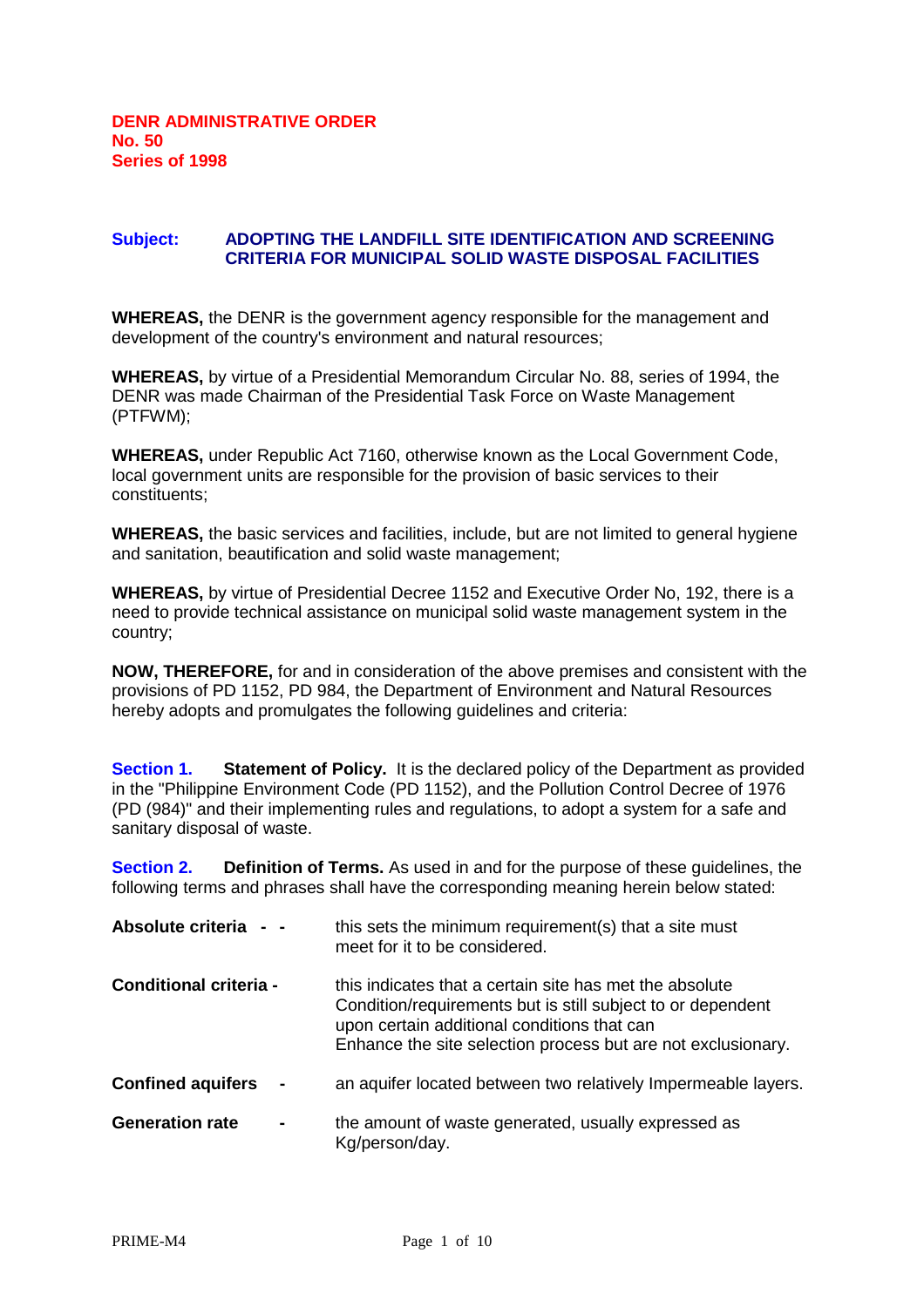**DENR ADMINISTRATIVE ORDER**
**No. 50**
**Series of 1998**

**Subject: ADOPTING THE LANDFILL SITE IDENTIFICATION AND SCREENING CRITERIA FOR MUNICIPAL SOLID WASTE DISPOSAL FACILITIES**

**WHEREAS,** the DENR is the government agency responsible for the management and development of the country's environment and natural resources;

**WHEREAS,** by virtue of a Presidential Memorandum Circular No. 88, series of 1994, the DENR was made Chairman of the Presidential Task Force on Waste Management (PTFWM);

**WHEREAS,** under Republic Act 7160, otherwise known as the Local Government Code, local government units are responsible for the provision of basic services to their constituents;

**WHEREAS,** the basic services and facilities, include, but are not limited to general hygiene and sanitation, beautification and solid waste management;

**WHEREAS,** by virtue of Presidential Decree 1152 and Executive Order No, 192, there is a need to provide technical assistance on municipal solid waste management system in the country;

**NOW, THEREFORE,** for and in consideration of the above premises and consistent with the provisions of PD 1152, PD 984, the Department of Environment and Natural Resources hereby adopts and promulgates the following guidelines and criteria:

**Section 1. Statement of Policy.** It is the declared policy of the Department as provided in the "Philippine Environment Code (PD 1152), and the Pollution Control Decree of 1976 (PD (984)" and their implementing rules and regulations, to adopt a system for a safe and sanitary disposal of waste.

**Section 2. Definition of Terms.** As used in and for the purpose of these guidelines, the following terms and phrases shall have the corresponding meaning herein below stated:

**Absolute criteria** - - this sets the minimum requirement(s) that a site must meet for it to be considered.

**Conditional criteria** - this indicates that a certain site has met the absolute Condition/requirements but is still subject to or dependent upon certain additional conditions that can Enhance the site selection process but are not exclusionary.

**Confined aquifers** - an aquifer located between two relatively Impermeable layers.

**Generation rate** - the amount of waste generated, usually expressed as Kg/person/day.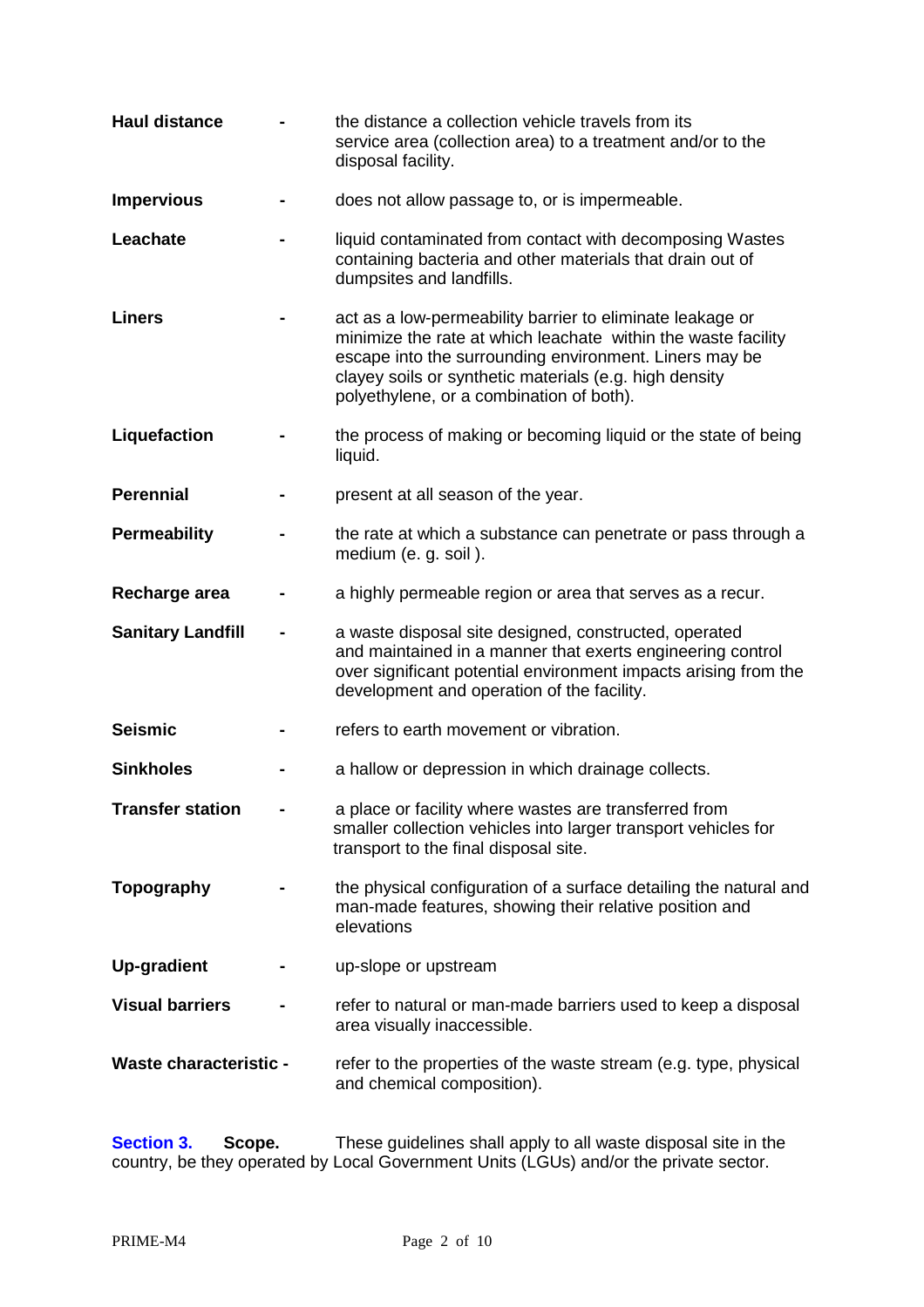**Haul distance** - the distance a collection vehicle travels from its service area (collection area) to a treatment and/or to the disposal facility.

**Impervious** - does not allow passage to, or is impermeable.

**Leachate** - liquid contaminated from contact with decomposing Wastes containing bacteria and other materials that drain out of dumpsites and landfills.

**Liners** - act as a low-permeability barrier to eliminate leakage or minimize the rate at which leachate within the waste facility escape into the surrounding environment. Liners may be clayey soils or synthetic materials (e.g. high density polyethylene, or a combination of both).

**Liquefaction** - the process of making or becoming liquid or the state of being liquid.

**Perennial** - present at all season of the year.

**Permeability** - the rate at which a substance can penetrate or pass through a medium (e. g. soil ).

**Recharge area** - a highly permeable region or area that serves as a recur.

**Sanitary Landfill** - a waste disposal site designed, constructed, operated and maintained in a manner that exerts engineering control over significant potential environment impacts arising from the development and operation of the facility.

**Seismic** - refers to earth movement or vibration.

**Sinkholes** - a hallow or depression in which drainage collects.

**Transfer station** - a place or facility where wastes are transferred from smaller collection vehicles into larger transport vehicles for transport to the final disposal site.

**Topography** - the physical configuration of a surface detailing the natural and man-made features, showing their relative position and elevations

**Up-gradient** - up-slope or upstream

**Visual barriers** - refer to natural or man-made barriers used to keep a disposal area visually inaccessible.

**Waste characteristic** - refer to the properties of the waste stream (e.g. type, physical and chemical composition).

**Section 3. Scope.** These guidelines shall apply to all waste disposal site in the country, be they operated by Local Government Units (LGUs) and/or the private sector.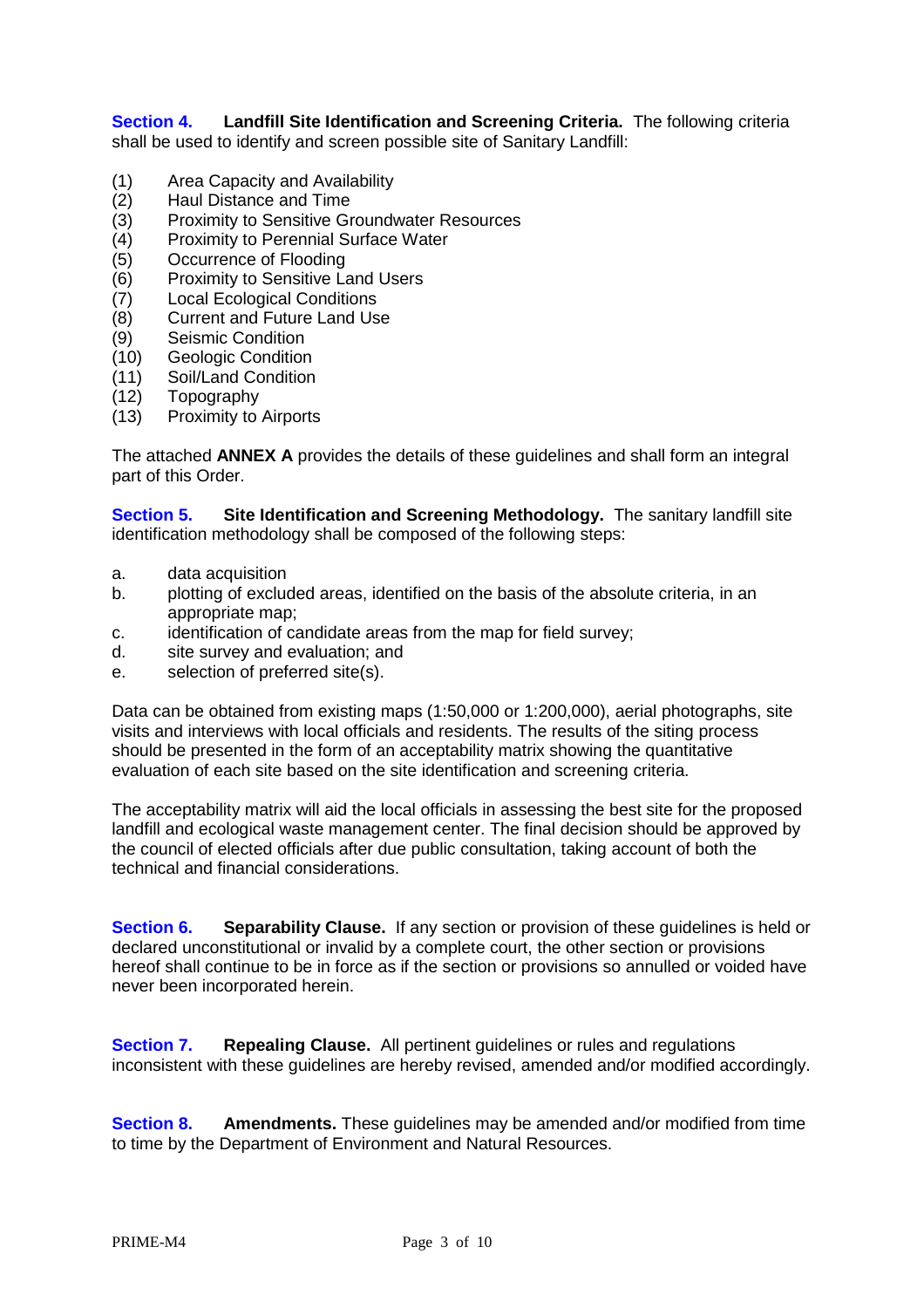**Section 4. Landfill Site Identification and Screening Criteria.** The following criteria shall be used to identify and screen possible site of Sanitary Landfill:

(1) Area Capacity and Availability
(2) Haul Distance and Time
(3) Proximity to Sensitive Groundwater Resources
(4) Proximity to Perennial Surface Water
(5) Occurrence of Flooding
(6) Proximity to Sensitive Land Users
(7) Local Ecological Conditions
(8) Current and Future Land Use
(9) Seismic Condition
(10) Geologic Condition
(11) Soil/Land Condition
(12) Topography
(13) Proximity to Airports

The attached **ANNEX A** provides the details of these guidelines and shall form an integral part of this Order.

**Section 5. Site Identification and Screening Methodology.** The sanitary landfill site identification methodology shall be composed of the following steps:

a. data acquisition
b. plotting of excluded areas, identified on the basis of the absolute criteria, in an appropriate map;
c. identification of candidate areas from the map for field survey;
d. site survey and evaluation; and
e. selection of preferred site(s).

Data can be obtained from existing maps (1:50,000 or 1:200,000), aerial photographs, site visits and interviews with local officials and residents. The results of the siting process should be presented in the form of an acceptability matrix showing the quantitative evaluation of each site based on the site identification and screening criteria.

The acceptability matrix will aid the local officials in assessing the best site for the proposed landfill and ecological waste management center. The final decision should be approved by the council of elected officials after due public consultation, taking account of both the technical and financial considerations.

**Section 6. Separability Clause.** If any section or provision of these guidelines is held or declared unconstitutional or invalid by a complete court, the other section or provisions hereof shall continue to be in force as if the section or provisions so annulled or voided have never been incorporated herein.

**Section 7. Repealing Clause.** All pertinent guidelines or rules and regulations inconsistent with these guidelines are hereby revised, amended and/or modified accordingly.

**Section 8. Amendments.** These guidelines may be amended and/or modified from time to time by the Department of Environment and Natural Resources.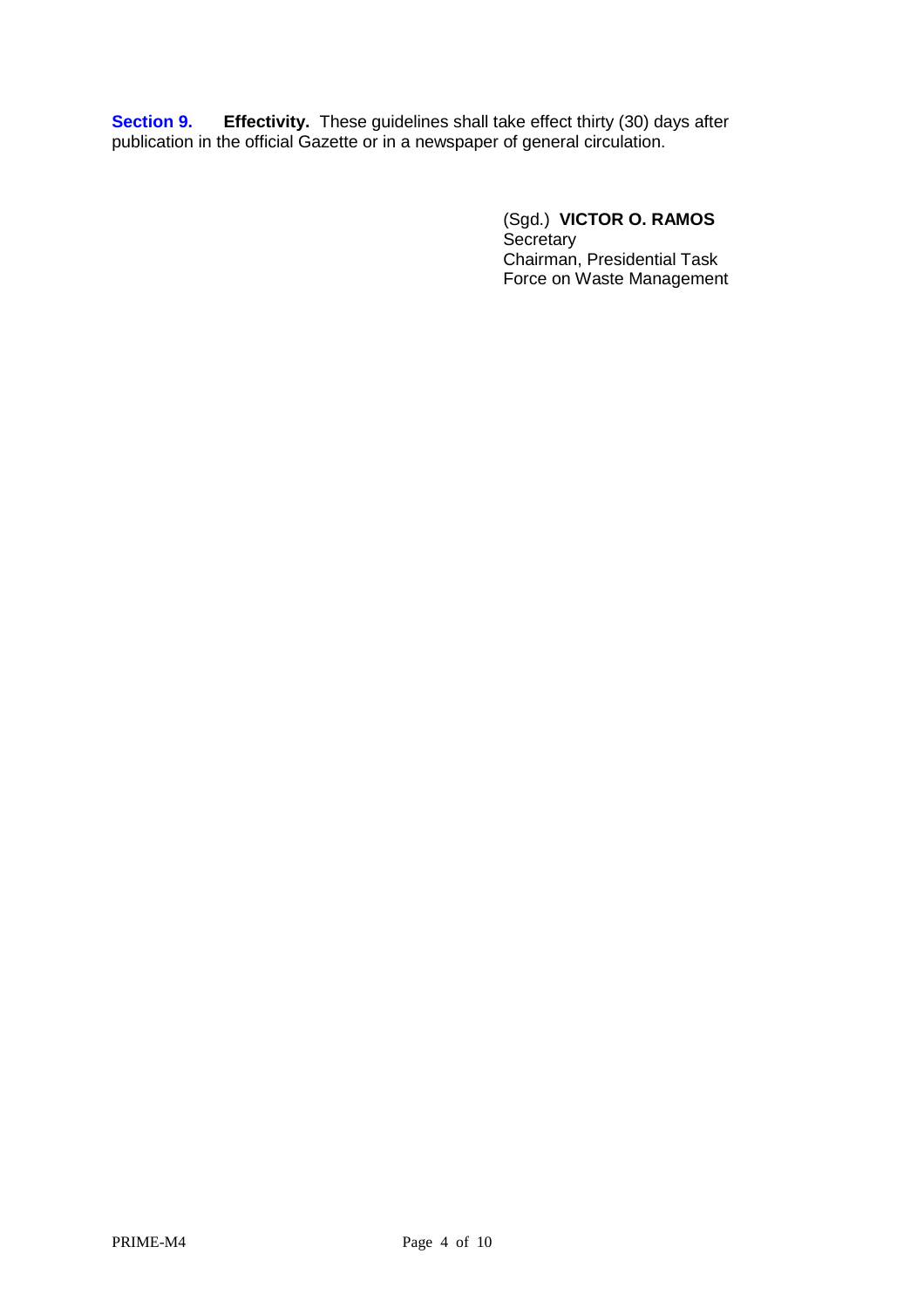**Section 9. Effectivity.** These guidelines shall take effect thirty (30) days after publication in the official Gazette or in a newspaper of general circulation.

(Sgd.) **VICTOR O. RAMOS**
Secretary
Chairman, Presidential Task
Force on Waste Management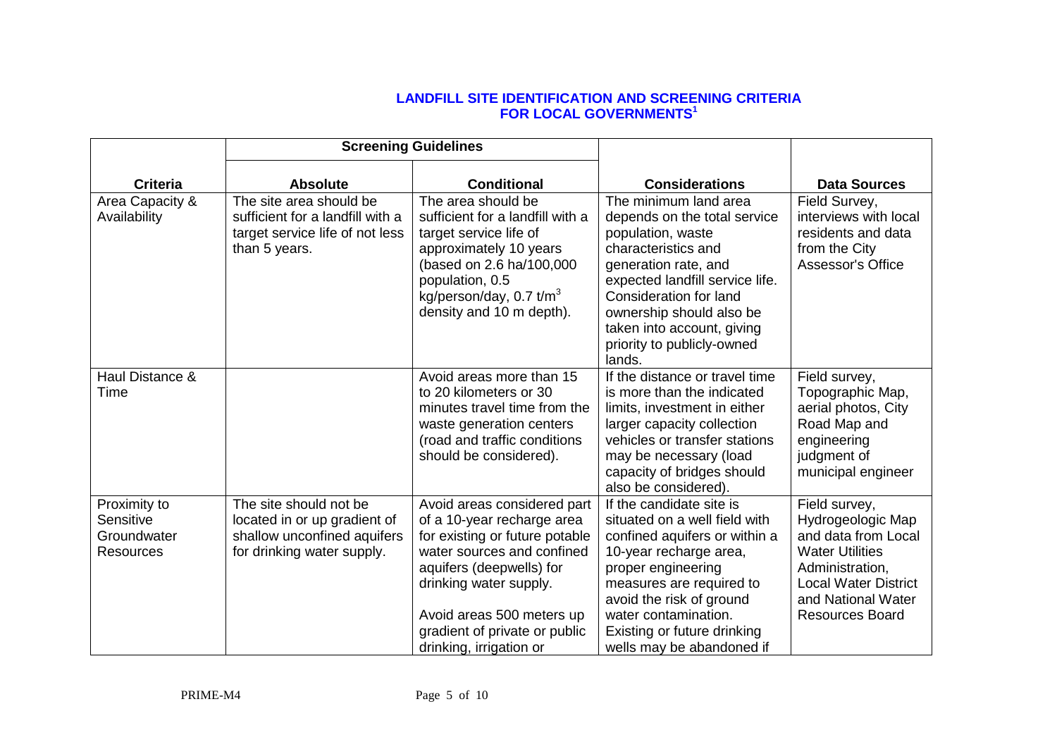## LANDFILL SITE IDENTIFICATION AND SCREENING CRITERIA FOR LOCAL GOVERNMENTS[1]

| Criteria | Screening Guidelines | | Considerations | Data Sources |
|---|---|---|---|---|
| | Absolute | Conditional | | |
| Area Capacity & Availability | The site area should be sufficient for a landfill with a target service life of not less than 5 years. | The area should be sufficient for a landfill with a target service life of approximately 10 years (based on 2.6 ha/100,000 population, 0.5 kg/person/day, 0.7 t/$m^3$ density and 10 m depth). | The minimum land area depends on the total service population, waste characteristics and generation rate, and expected landfill service life. Consideration for land ownership should also be taken into account, giving priority to publicly-owned lands. | Field Survey, interviews with local residents and data from the City Assessor's Office |
| Haul Distance & Time | | Avoid areas more than 15 to 20 kilometers or 30 minutes travel time from the waste generation centers (road and traffic conditions should be considered). | If the distance or travel time is more than the indicated limits, investment in either larger capacity collection vehicles or transfer stations may be necessary (load capacity of bridges should also be considered). | Field survey, Topographic Map, aerial photos, City Road Map and engineering judgment of municipal engineer |
| Proximity to Sensitive Groundwater Resources | The site should not be located in or up gradient of shallow unconfined aquifers for drinking water supply. | Avoid areas considered part of a 10-year recharge area for existing or future potable water sources and confined aquifers (deepwells) for drinking water supply.<br><br>Avoid areas 500 meters up gradient of private or public drinking, irrigation or | If the candidate site is situated on a well field with confined aquifers or within a 10-year recharge area, proper engineering measures are required to avoid the risk of ground water contamination. Existing or future drinking wells may be abandoned if | Field survey, Hydrogeologic Map and data from Local Water Utilities Administration, Local Water District and National Water Resources Board |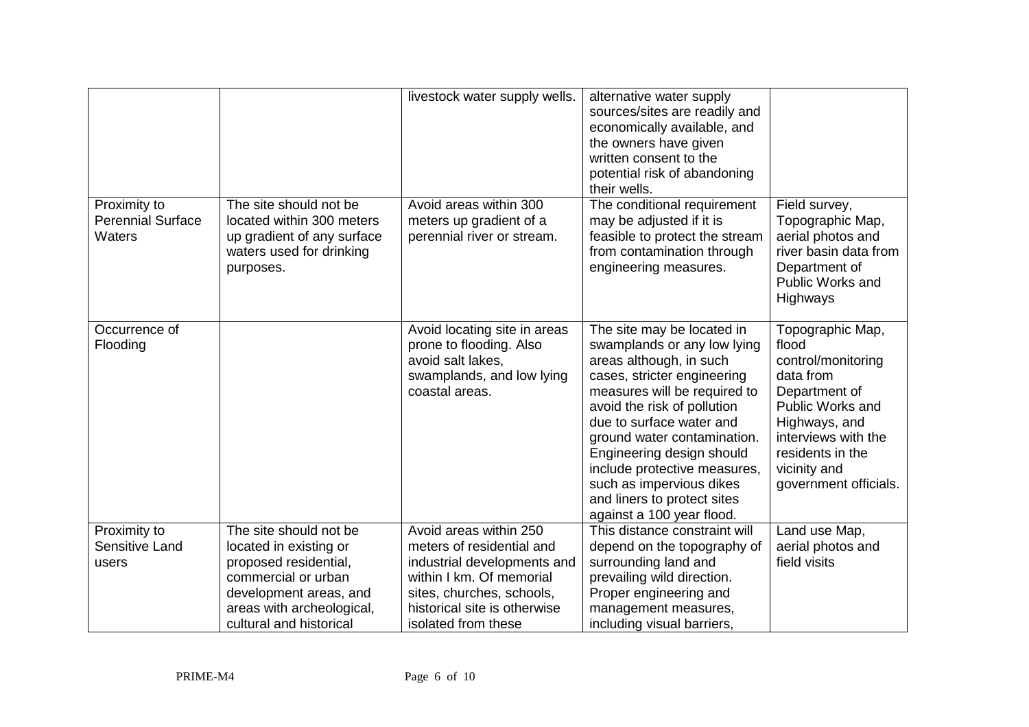| | | livestock water supply wells. | alternative water supply sources/sites are readily and economically available, and the owners have given written consent to the potential risk of abandoning their wells. | |
|---|---|---|---|---|
| Proximity to Perennial Surface Waters | The site should not be located within 300 meters up gradient of any surface waters used for drinking purposes. | Avoid areas within 300 meters up gradient of a perennial river or stream. | The conditional requirement may be adjusted if it is feasible to protect the stream from contamination through engineering measures. | Field survey, Topographic Map, aerial photos and river basin data from Department of Public Works and Highways |
| Occurrence of Flooding | | Avoid locating site in areas prone to flooding. Also avoid salt lakes, swamplands, and low lying coastal areas. | The site may be located in swamplands or any low lying areas although, in such cases, stricter engineering measures will be required to avoid the risk of pollution due to surface water and ground water contamination. Engineering design should include protective measures, such as impervious dikes and liners to protect sites against a 100 year flood. | Topographic Map, flood control/monitoring data from Department of Public Works and Highways, and interviews with the residents in the vicinity and government officials. |
| Proximity to Sensitive Land users | The site should not be located in existing or proposed residential, commercial or urban development areas, and areas with archeological, cultural and historical | Avoid areas within 250 meters of residential and industrial developments and within I km. Of memorial sites, churches, schools, historical site is otherwise isolated from these | This distance constraint will depend on the topography of surrounding land and prevailing wild direction. Proper engineering and management measures, including visual barriers, | Land use Map, aerial photos and field visits |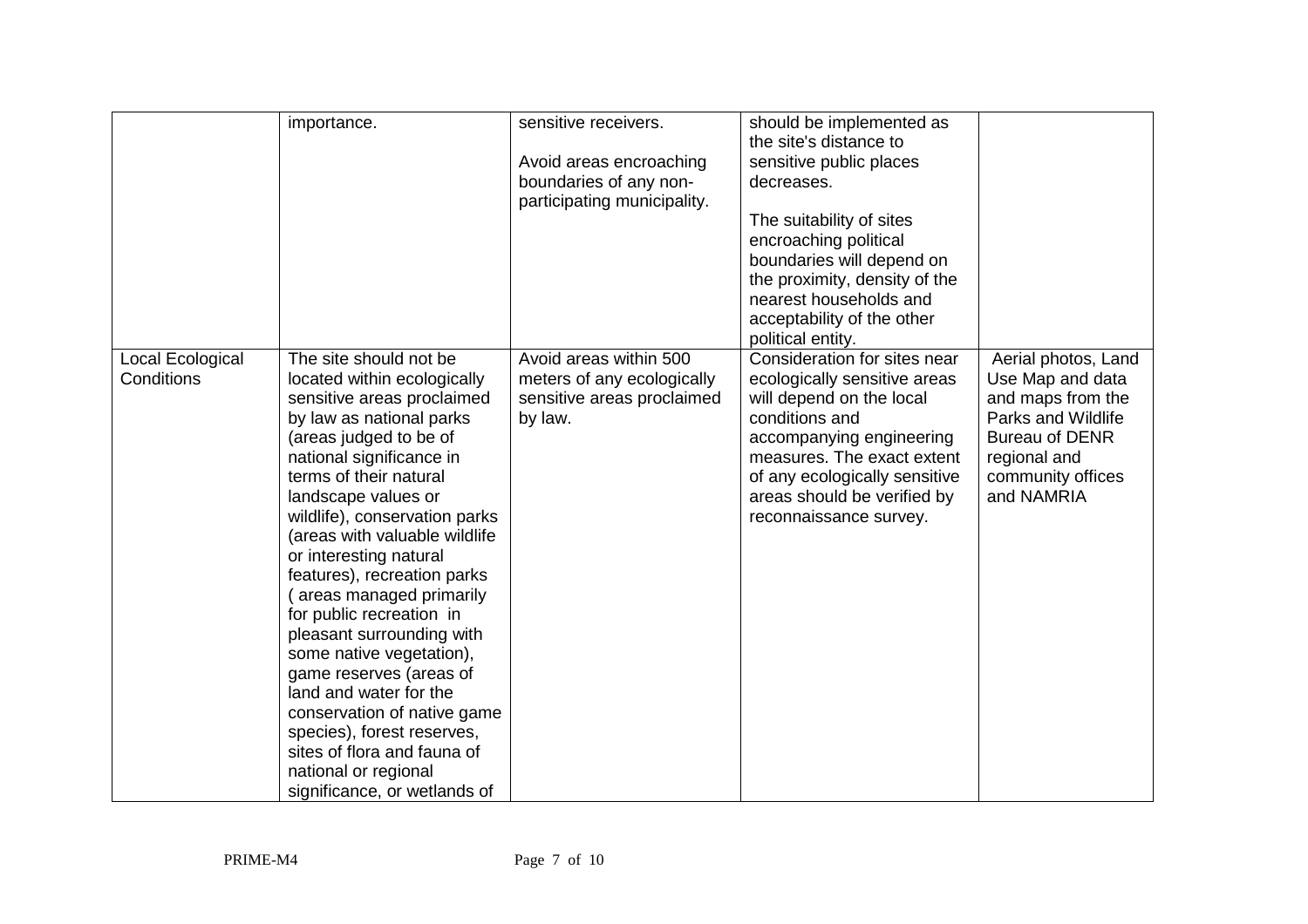| | | | | |
|---|---|---|---|---|
| | importance. | sensitive receivers.<br><br>Avoid areas encroaching boundaries of any non-participating municipality. | should be implemented as the site's distance to sensitive public places decreases.<br><br>The suitability of sites encroaching political boundaries will depend on the proximity, density of the nearest households and acceptability of the other political entity. | |
| Local Ecological Conditions | The site should not be located within ecologically sensitive areas proclaimed by law as national parks (areas judged to be of national significance in terms of their natural landscape values or wildlife), conservation parks (areas with valuable wildlife or interesting natural features), recreation parks ( areas managed primarily for public recreation in pleasant surrounding with some native vegetation), game reserves (areas of land and water for the conservation of native game species), forest reserves, sites of flora and fauna of national or regional significance, or wetlands of | Avoid areas within 500 meters of any ecologically sensitive areas proclaimed by law. | Consideration for sites near ecologically sensitive areas will depend on the local conditions and accompanying engineering measures. The exact extent of any ecologically sensitive areas should be verified by reconnaissance survey. | Aerial photos, Land Use Map and data and maps from the Parks and Wildlife Bureau of DENR regional and community offices and NAMRIA |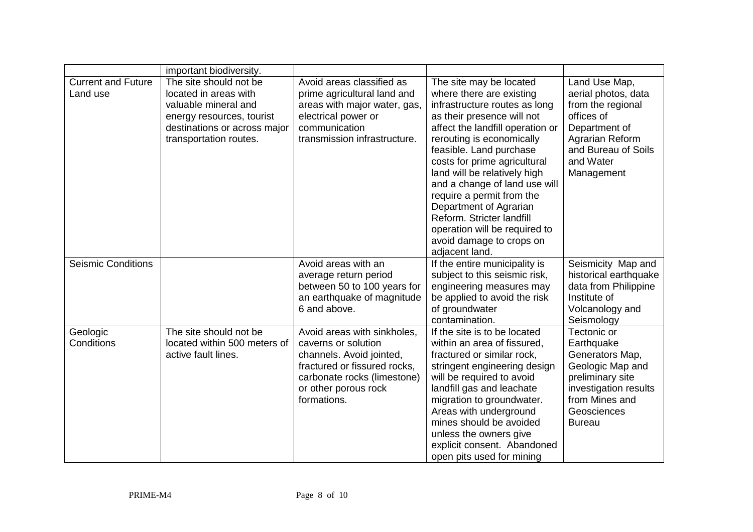| | | | | |
|---|---|---|---|---|
| | important biodiversity. | | | |
| Current and Future Land use | The site should not be located in areas with valuable mineral and energy resources, tourist destinations or across major transportation routes. | Avoid areas classified as prime agricultural land and areas with major water, gas, electrical power or communication transmission infrastructure. | The site may be located where there are existing infrastructure routes as long as their presence will not affect the landfill operation or rerouting is economically feasible. Land purchase costs for prime agricultural land will be relatively high and a change of land use will require a permit from the Department of Agrarian Reform. Stricter landfill operation will be required to avoid damage to crops on adjacent land. | Land Use Map, aerial photos, data from the regional offices of Department of Agrarian Reform and Bureau of Soils and Water Management |
| Seismic Conditions | | Avoid areas with an average return period between 50 to 100 years for an earthquake of magnitude 6 and above. | If the entire municipality is subject to this seismic risk, engineering measures may be applied to avoid the risk of groundwater contamination. | Seismicity Map and historical earthquake data from Philippine Institute of Volcanology and Seismology |
| Geologic Conditions | The site should not be located within 500 meters of active fault lines. | Avoid areas with sinkholes, caverns or solution channels. Avoid jointed, fractured or fissured rocks, carbonate rocks (limestone) or other porous rock formations. | If the site is to be located within an area of fissured, fractured or similar rock, stringent engineering design will be required to avoid landfill gas and leachate migration to groundwater. Areas with underground mines should be avoided unless the owners give explicit consent. Abandoned open pits used for mining | Tectonic or Earthquake Generators Map, Geologic Map and preliminary site investigation results from Mines and Geosciences Bureau |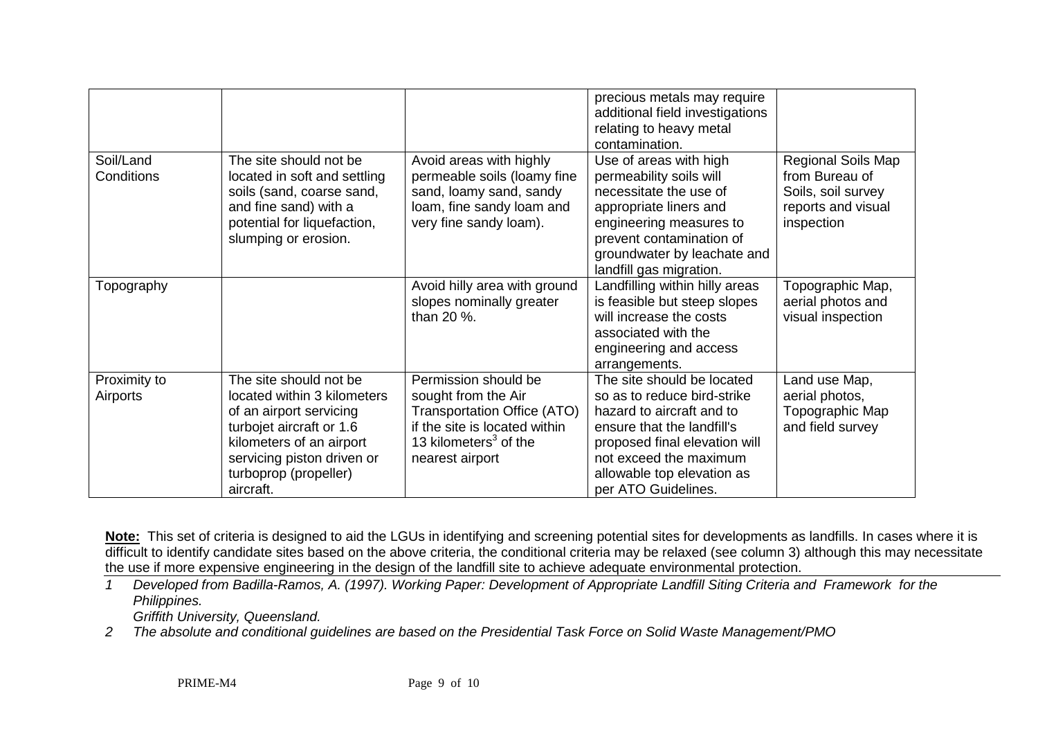|  |  |  | precious metals may require additional field investigations relating to heavy metal contamination. |  |
|---|---|---|---|---|
| Soil/Land Conditions | The site should not be located in soft and settling soils (sand, coarse sand, and fine sand) with a potential for liquefaction, slumping or erosion. | Avoid areas with highly permeable soils (loamy fine sand, loamy sand, sandy loam, fine sandy loam and very fine sandy loam). | Use of areas with high permeability soils will necessitate the use of appropriate liners and engineering measures to prevent contamination of groundwater by leachate and landfill gas migration. | Regional Soils Map from Bureau of Soils, soil survey reports and visual inspection |
| Topography |  | Avoid hilly area with ground slopes nominally greater than 20 %. | Landfilling within hilly areas is feasible but steep slopes will increase the costs associated with the engineering and access arrangements. | Topographic Map, aerial photos and visual inspection |
| Proximity to Airports | The site should not be located within 3 kilometers of an airport servicing turbojet aircraft or 1.6 kilometers of an airport servicing piston driven or turboprop (propeller) aircraft. | Permission should be sought from the Air Transportation Office (ATO) if the site is located within 13 kilometers[3] of the nearest airport | The site should be located so as to reduce bird-strike hazard to aircraft and to ensure that the landfill's proposed final elevation will not exceed the maximum allowable top elevation as per ATO Guidelines. | Land use Map, aerial photos, Topographic Map and field survey |

**Note:** This set of criteria is designed to aid the LGUs in identifying and screening potential sites for developments as landfills. In cases where it is difficult to identify candidate sites based on the above criteria, the conditional criteria may be relaxed (see column 3) although this may necessitate the use if more expensive engineering in the design of the landfill site to achieve adequate environmental protection.

1 *Developed from Badilla-Ramos, A. (1997). Working Paper: Development of Appropriate Landfill Siting Criteria and Framework for the Philippines. Griffith University, Queensland.*

2 *The absolute and conditional guidelines are based on the Presidential Task Force on Solid Waste Management/PMO*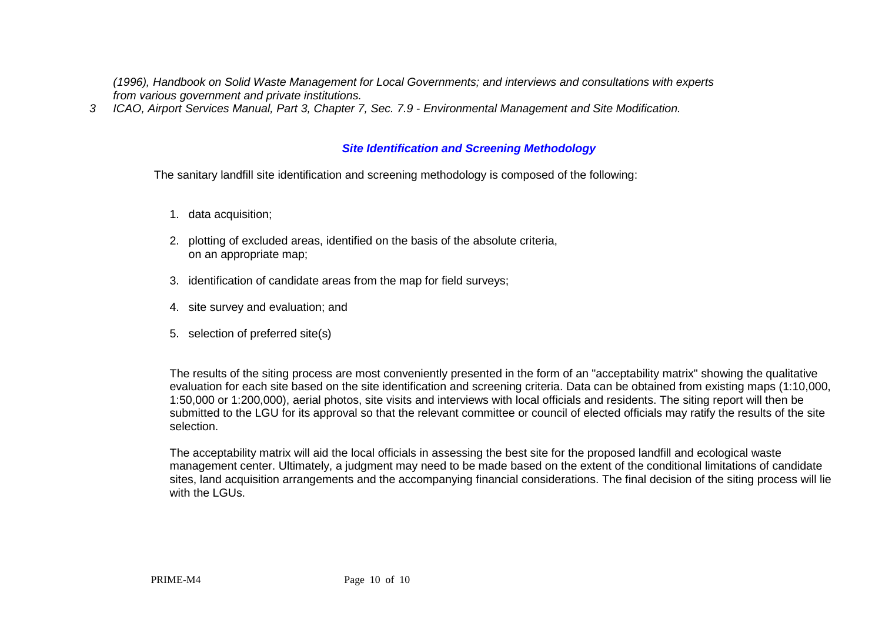*(1996), Handbook on Solid Waste Management for Local Governments; and interviews and consultations with experts from various government and private institutions.*

3 *ICAO, Airport Services Manual, Part 3, Chapter 7, Sec. 7.9 - Environmental Management and Site Modification.*

### ***Site Identification and Screening Methodology***

The sanitary landfill site identification and screening methodology is composed of the following:

1. data acquisition;
2. plotting of excluded areas, identified on the basis of the absolute criteria, on an appropriate map;
3. identification of candidate areas from the map for field surveys;
4. site survey and evaluation; and
5. selection of preferred site(s)

The results of the siting process are most conveniently presented in the form of an "acceptability matrix" showing the qualitative evaluation for each site based on the site identification and screening criteria. Data can be obtained from existing maps (1:10,000, 1:50,000 or 1:200,000), aerial photos, site visits and interviews with local officials and residents. The siting report will then be submitted to the LGU for its approval so that the relevant committee or council of elected officials may ratify the results of the site selection.

The acceptability matrix will aid the local officials in assessing the best site for the proposed landfill and ecological waste management center. Ultimately, a judgment may need to be made based on the extent of the conditional limitations of candidate sites, land acquisition arrangements and the accompanying financial considerations. The final decision of the siting process will lie with the LGUs.